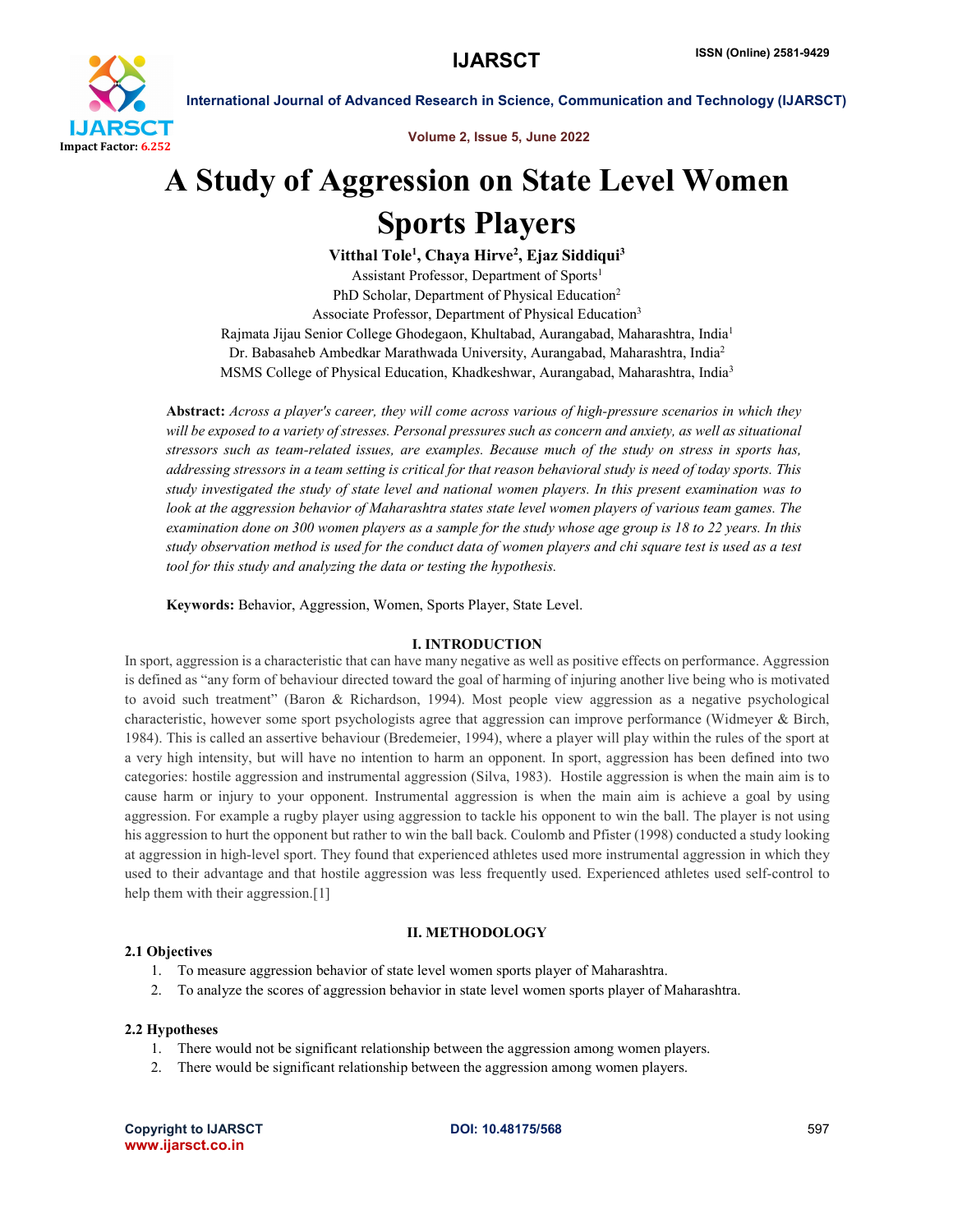# A Study of Aggression on State Level Women Sports Players

**Vitthal Tole[1], Chaya Hirve[2], Ejaz Siddiqui[3]**

Assistant Professor, Department of Sports[1]
PhD Scholar, Department of Physical Education[2]
Associate Professor, Department of Physical Education[3]
Rajmata Jijau Senior College Ghodegaon, Khultabad, Aurangabad, Maharashtra, India[1]
Dr. Babasaheb Ambedkar Marathwada University, Aurangabad, Maharashtra, India[2]
MSMS College of Physical Education, Khadkeshwar, Aurangabad, Maharashtra, India[3]

**Abstract:** *Across a player's career, they will come across various of high-pressure scenarios in which they will be exposed to a variety of stresses. Personal pressures such as concern and anxiety, as well as situational stressors such as team-related issues, are examples. Because much of the study on stress in sports has, addressing stressors in a team setting is critical for that reason behavioral study is need of today sports. This study investigated the study of state level and national women players. In this present examination was to look at the aggression behavior of Maharashtra states state level women players of various team games. The examination done on 300 women players as a sample for the study whose age group is 18 to 22 years. In this study observation method is used for the conduct data of women players and chi square test is used as a test tool for this study and analyzing the data or testing the hypothesis.*

**Keywords:** Behavior, Aggression, Women, Sports Player, State Level.

## I. INTRODUCTION

In sport, aggression is a characteristic that can have many negative as well as positive effects on performance. Aggression is defined as "any form of behaviour directed toward the goal of harming of injuring another live being who is motivated to avoid such treatment" (Baron & Richardson, 1994). Most people view aggression as a negative psychological characteristic, however some sport psychologists agree that aggression can improve performance (Widmeyer & Birch, 1984). This is called an assertive behaviour (Bredemeier, 1994), where a player will play within the rules of the sport at a very high intensity, but will have no intention to harm an opponent. In sport, aggression has been defined into two categories: hostile aggression and instrumental aggression (Silva, 1983). Hostile aggression is when the main aim is to cause harm or injury to your opponent. Instrumental aggression is when the main aim is achieve a goal by using aggression. For example a rugby player using aggression to tackle his opponent to win the ball. The player is not using his aggression to hurt the opponent but rather to win the ball back. Coulomb and Pfister (1998) conducted a study looking at aggression in high-level sport. They found that experienced athletes used more instrumental aggression in which they used to their advantage and that hostile aggression was less frequently used. Experienced athletes used self-control to help them with their aggression.[1]

## II. METHODOLOGY

### 2.1 Objectives

1. To measure aggression behavior of state level women sports player of Maharashtra.
2. To analyze the scores of aggression behavior in state level women sports player of Maharashtra.

### 2.2 Hypotheses

1. There would not be significant relationship between the aggression among women players.
2. There would be significant relationship between the aggression among women players.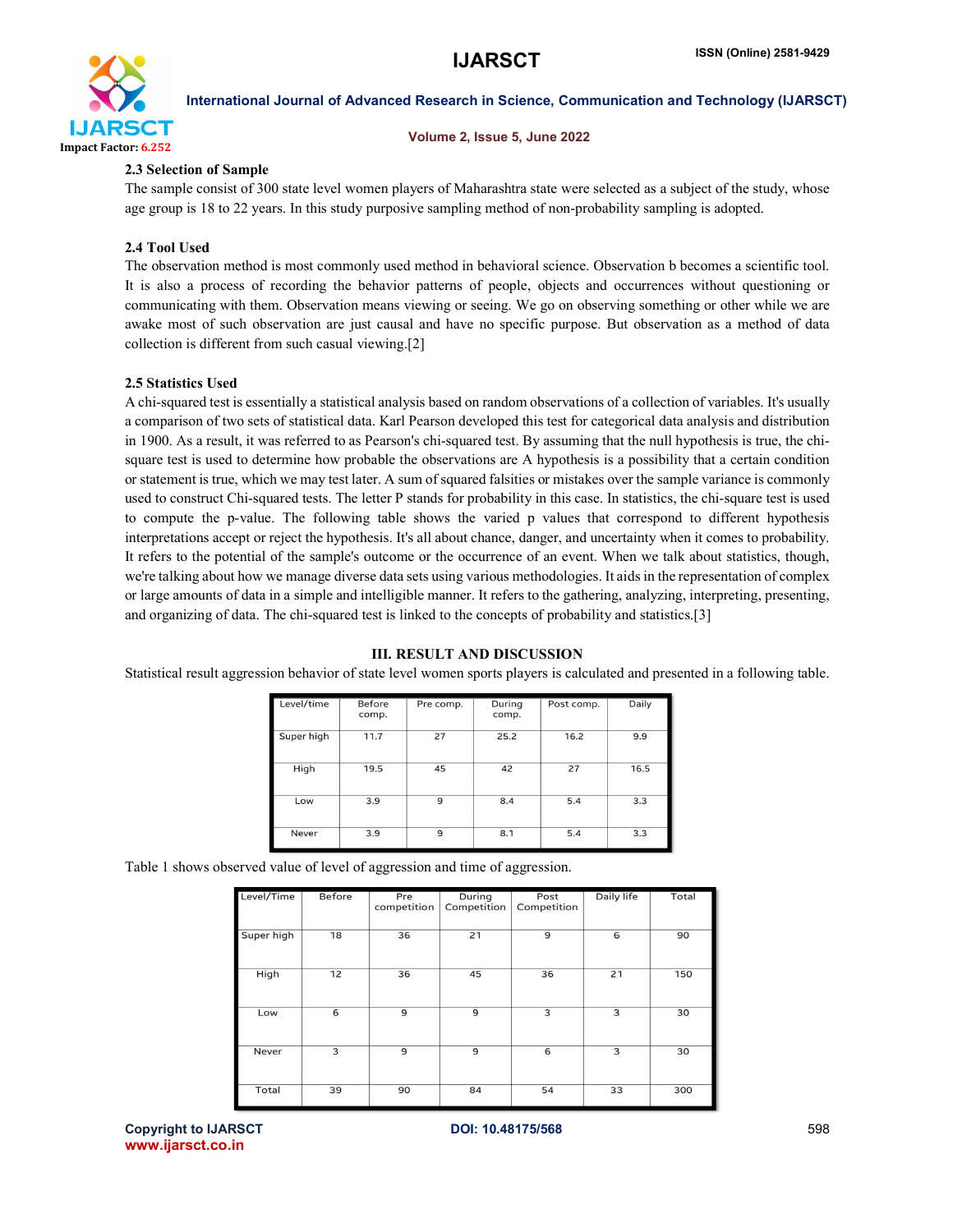### 2.3 Selection of Sample

The sample consist of 300 state level women players of Maharashtra state were selected as a subject of the study, whose age group is 18 to 22 years. In this study purposive sampling method of non-probability sampling is adopted.

### 2.4 Tool Used

The observation method is most commonly used method in behavioral science. Observation b becomes a scientific tool. It is also a process of recording the behavior patterns of people, objects and occurrences without questioning or communicating with them. Observation means viewing or seeing. We go on observing something or other while we are awake most of such observation are just causal and have no specific purpose. But observation as a method of data collection is different from such casual viewing.[2]

### 2.5 Statistics Used

A chi-squared test is essentially a statistical analysis based on random observations of a collection of variables. It's usually a comparison of two sets of statistical data. Karl Pearson developed this test for categorical data analysis and distribution in 1900. As a result, it was referred to as Pearson's chi-squared test. By assuming that the null hypothesis is true, the chi-square test is used to determine how probable the observations are A hypothesis is a possibility that a certain condition or statement is true, which we may test later. A sum of squared falsities or mistakes over the sample variance is commonly used to construct Chi-squared tests. The letter P stands for probability in this case. In statistics, the chi-square test is used to compute the p-value. The following table shows the varied p values that correspond to different hypothesis interpretations accept or reject the hypothesis. It's all about chance, danger, and uncertainty when it comes to probability. It refers to the potential of the sample's outcome or the occurrence of an event. When we talk about statistics, though, we're talking about how we manage diverse data sets using various methodologies. It aids in the representation of complex or large amounts of data in a simple and intelligible manner. It refers to the gathering, analyzing, interpreting, presenting, and organizing of data. The chi-squared test is linked to the concepts of probability and statistics.[3]

## III. RESULT AND DISCUSSION

Statistical result aggression behavior of state level women sports players is calculated and presented in a following table.

| Level/time | Before comp. | Pre comp. | During comp. | Post comp. | Daily |
|---|---|---|---|---|---|
| Super high | 11.7 | 27 | 25.2 | 16.2 | 9.9 |
| High | 19.5 | 45 | 42 | 27 | 16.5 |
| Low | 3.9 | 9 | 8.4 | 5.4 | 3.3 |
| Never | 3.9 | 9 | 8.1 | 5.4 | 3.3 |

Table 1 shows observed value of level of aggression and time of aggression.

| Level/Time | Before | Pre competition | During Competition | Post Competition | Daily life | Total |
|---|---|---|---|---|---|---|
| Super high | 18 | 36 | 21 | 9 | 6 | 90 |
| High | 12 | 36 | 45 | 36 | 21 | 150 |
| Low | 6 | 9 | 9 | 3 | 3 | 30 |
| Never | 3 | 9 | 9 | 6 | 3 | 30 |
| Total | 39 | 90 | 84 | 54 | 33 | 300 |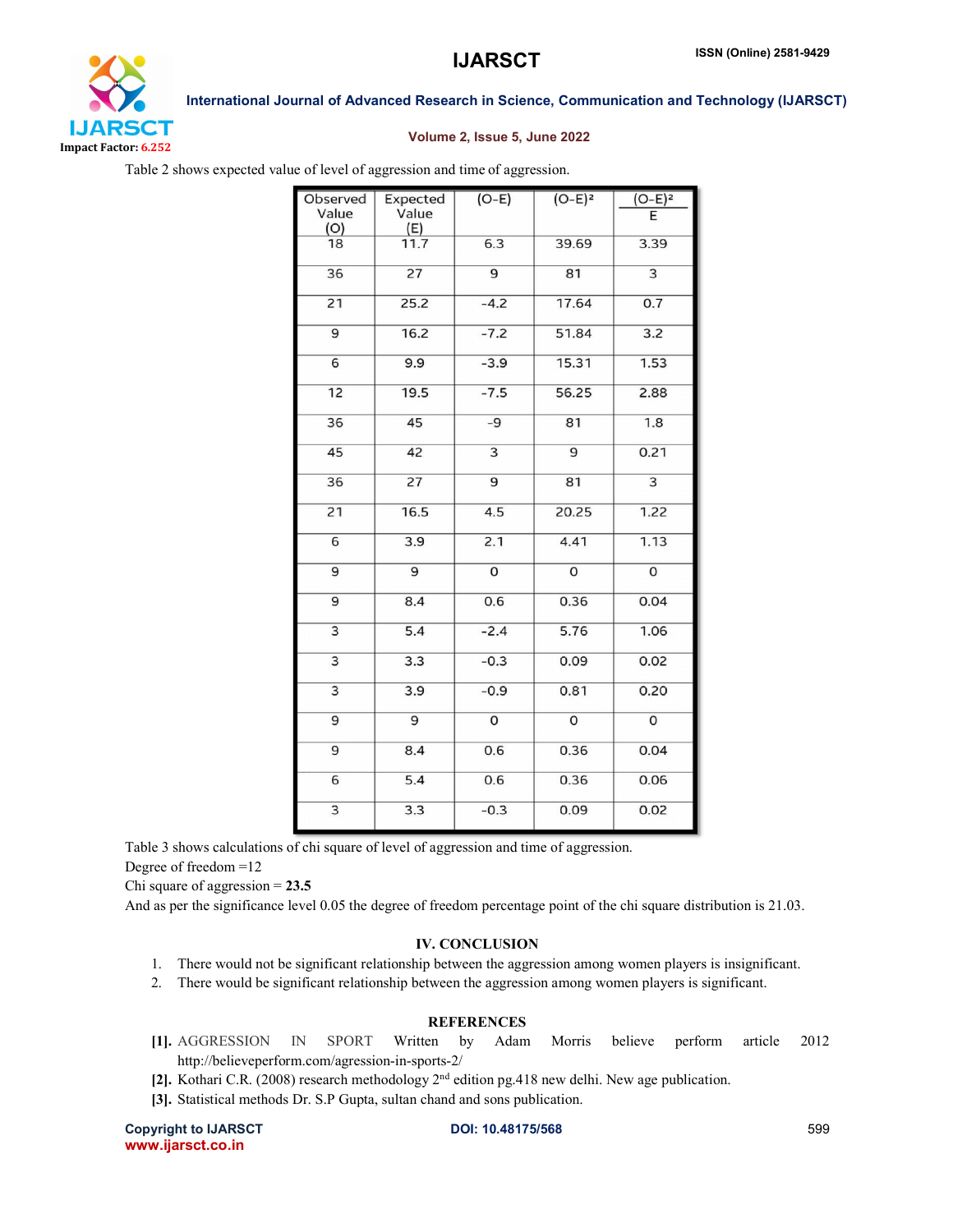Table 2 shows expected value of level of aggression and time of aggression.

| Observed Value (O) | Expected Value (E) | (O-E) | $(O-E)^2$ | $\frac{(O-E)^2}{E}$ |
|---|---|---|---|---|
| 18 | 11.7 | 6.3 | 39.69 | 3.39 |
| 36 | 27 | 9 | 81 | 3 |
| 21 | 25.2 | -4.2 | 17.64 | 0.7 |
| 9 | 16.2 | -7.2 | 51.84 | 3.2 |
| 6 | 9.9 | -3.9 | 15.31 | 1.53 |
| 12 | 19.5 | -7.5 | 56.25 | 2.88 |
| 36 | 45 | -9 | 81 | 1.8 |
| 45 | 42 | 3 | 9 | 0.21 |
| 36 | 27 | 9 | 81 | 3 |
| 21 | 16.5 | 4.5 | 20.25 | 1.22 |
| 6 | 3.9 | 2.1 | 4.41 | 1.13 |
| 9 | 9 | 0 | 0 | 0 |
| 9 | 8.4 | 0.6 | 0.36 | 0.04 |
| 3 | 5.4 | -2.4 | 5.76 | 1.06 |
| 3 | 3.3 | -0.3 | 0.09 | 0.02 |
| 3 | 3.9 | -0.9 | 0.81 | 0.20 |
| 9 | 9 | 0 | 0 | 0 |
| 9 | 8.4 | 0.6 | 0.36 | 0.04 |
| 6 | 5.4 | 0.6 | 0.36 | 0.06 |
| 3 | 3.3 | -0.3 | 0.09 | 0.02 |

Table 3 shows calculations of chi square of level of aggression and time of aggression.

Degree of freedom =12

Chi square of aggression = **23.5**

And as per the significance level 0.05 the degree of freedom percentage point of the chi square distribution is 21.03.

## IV. CONCLUSION

1. There would not be significant relationship between the aggression among women players is insignificant.
2. There would be significant relationship between the aggression among women players is significant.

## REFERENCES

**[1].** AGGRESSION IN SPORT Written by Adam Morris believe perform article 2012 http://believeperform.com/agression-in-sports-2/

**[2].** Kothari C.R. (2008) research methodology 2nd edition pg.418 new delhi. New age publication.

**[3].** Statistical methods Dr. S.P Gupta, sultan chand and sons publication.